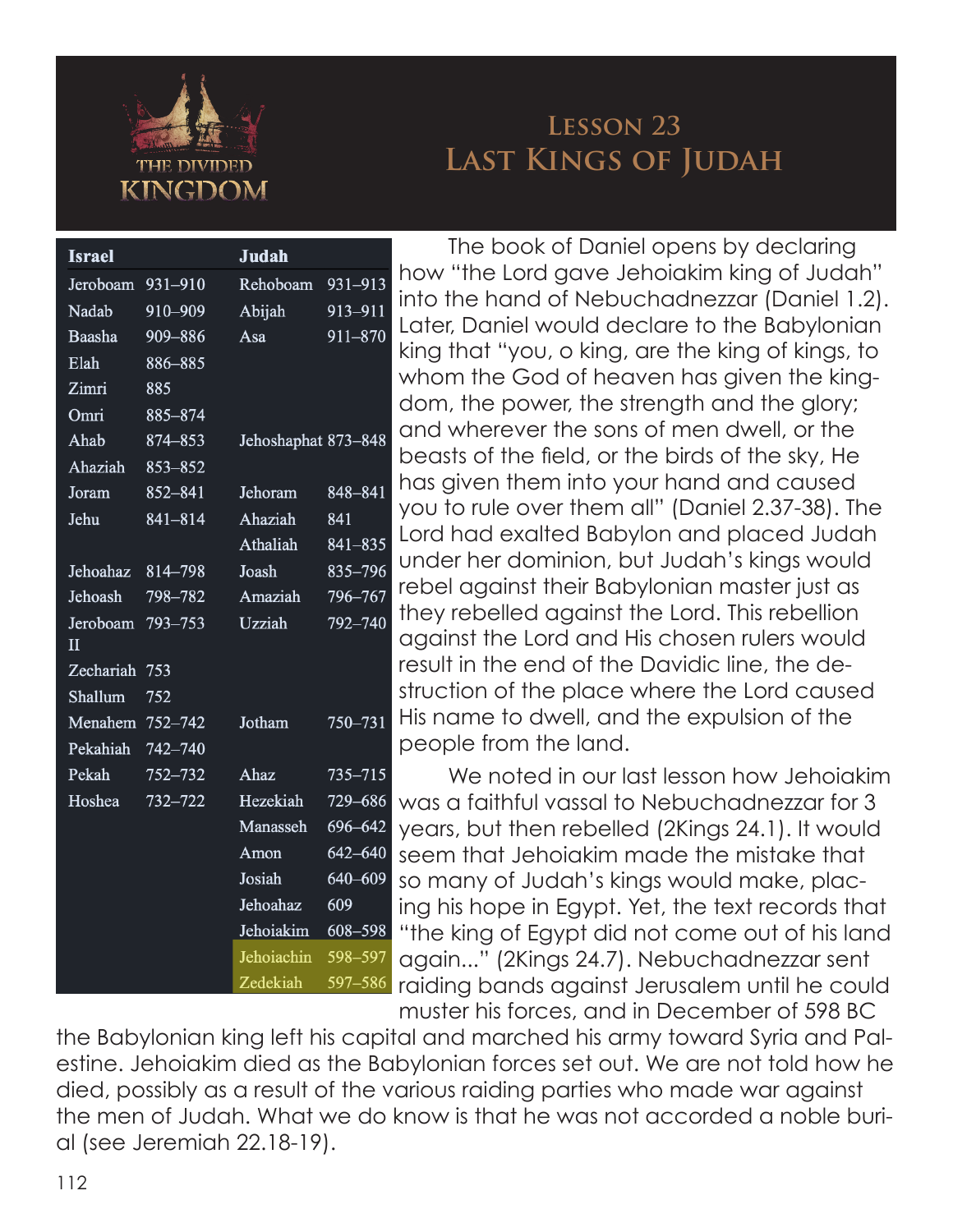# Lesson 23
# Last Kings of Judah

| Israel | | Judah | |
|---|---|---|---|
| Jeroboam | 931–910 | Rehoboam | 931–913 |
| Nadab | 910–909 | Abijah | 913–911 |
| Baasha | 909–886 | Asa | 911–870 |
| Elah | 886–885 | | |
| Zimri | 885 | | |
| Omri | 885–874 | | |
| Ahab | 874–853 | Jehoshaphat | 873–848 |
| Ahaziah | 853–852 | | |
| Joram | 852–841 | Jehoram | 848–841 |
| Jehu | 841–814 | Ahaziah | 841 |
| | | Athaliah | 841–835 |
| Jehoahaz | 814–798 | Joash | 835–796 |
| Jehoash | 798–782 | Amaziah | 796–767 |
| Jeroboam II | 793–753 | Uzziah | 792–740 |
| Zechariah | 753 | | |
| Shallum | 752 | | |
| Menahem | 752–742 | Jotham | 750–731 |
| Pekahiah | 742–740 | | |
| Pekah | 752–732 | Ahaz | 735–715 |
| Hoshea | 732–722 | Hezekiah | 729–686 |
| | | Manasseh | 696–642 |
| | | Amon | 642–640 |
| | | Josiah | 640–609 |
| | | Jehoahaz | 609 |
| | | Jehoiakim | 608–598 |
| | | Jehoiachin | 598–597 |
| | | Zedekiah | 597–586 |

The book of Daniel opens by declaring how "the Lord gave Jehoiakim king of Judah" into the hand of Nebuchadnezzar (Daniel 1.2). Later, Daniel would declare to the Babylonian king that "you, o king, are the king of kings, to whom the God of heaven has given the kingdom, the power, the strength and the glory; and wherever the sons of men dwell, or the beasts of the field, or the birds of the sky, He has given them into your hand and caused you to rule over them all" (Daniel 2.37-38). The Lord had exalted Babylon and placed Judah under her dominion, but Judah's kings would rebel against their Babylonian master just as they rebelled against the Lord. This rebellion against the Lord and His chosen rulers would result in the end of the Davidic line, the destruction of the place where the Lord caused His name to dwell, and the expulsion of the people from the land.

We noted in our last lesson how Jehoiakim was a faithful vassal to Nebuchadnezzar for 3 years, but then rebelled (2Kings 24.1). It would seem that Jehoiakim made the mistake that so many of Judah's kings would make, placing his hope in Egypt. Yet, the text records that "the king of Egypt did not come out of his land again..." (2Kings 24.7). Nebuchadnezzar sent raiding bands against Jerusalem until he could muster his forces, and in December of 598 BC the Babylonian king left his capital and marched his army toward Syria and Palestine. Jehoiakim died as the Babylonian forces set out. We are not told how he died, possibly as a result of the various raiding parties who made war against the men of Judah. What we do know is that he was not accorded a noble burial (see Jeremiah 22.18-19).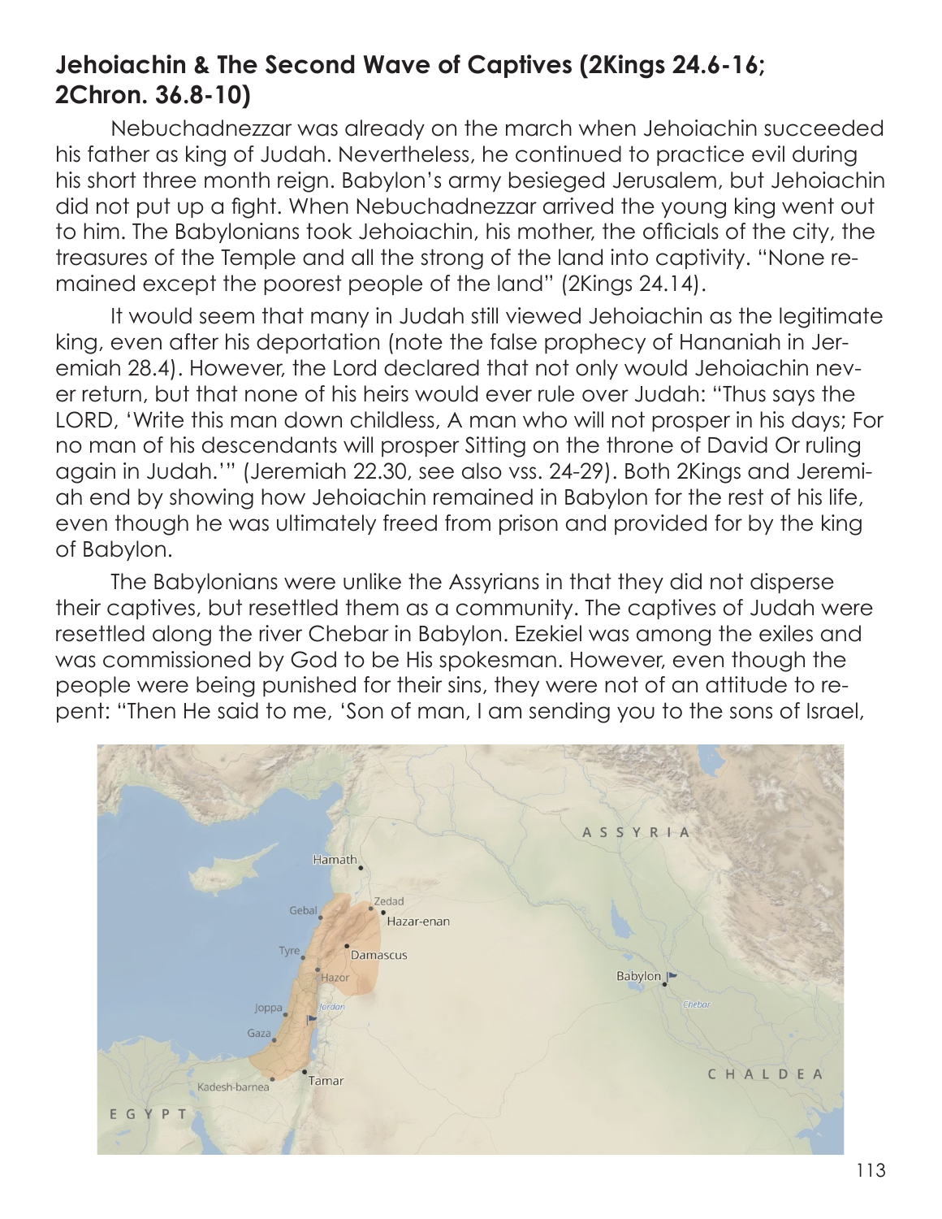## Jehoiachin & The Second Wave of Captives (2Kings 24.6-16; 2Chron. 36.8-10)

Nebuchadnezzar was already on the march when Jehoiachin succeeded his father as king of Judah. Nevertheless, he continued to practice evil during his short three month reign. Babylon's army besieged Jerusalem, but Jehoiachin did not put up a fight. When Nebuchadnezzar arrived the young king went out to him. The Babylonians took Jehoiachin, his mother, the officials of the city, the treasures of the Temple and all the strong of the land into captivity. "None remained except the poorest people of the land" (2Kings 24.14).

It would seem that many in Judah still viewed Jehoiachin as the legitimate king, even after his deportation (note the false prophecy of Hananiah in Jeremiah 28.4). However, the Lord declared that not only would Jehoiachin never return, but that none of his heirs would ever rule over Judah: "Thus says the LORD, 'Write this man down childless, A man who will not prosper in his days; For no man of his descendants will prosper Sitting on the throne of David Or ruling again in Judah.'" (Jeremiah 22.30, see also vss. 24-29). Both 2Kings and Jeremiah end by showing how Jehoiachin remained in Babylon for the rest of his life, even though he was ultimately freed from prison and provided for by the king of Babylon.

The Babylonians were unlike the Assyrians in that they did not disperse their captives, but resettled them as a community. The captives of Judah were resettled along the river Chebar in Babylon. Ezekiel was among the exiles and was commissioned by God to be His spokesman. However, even though the people were being punished for their sins, they were not of an attitude to repent: "Then He said to me, 'Son of man, I am sending you to the sons of Israel,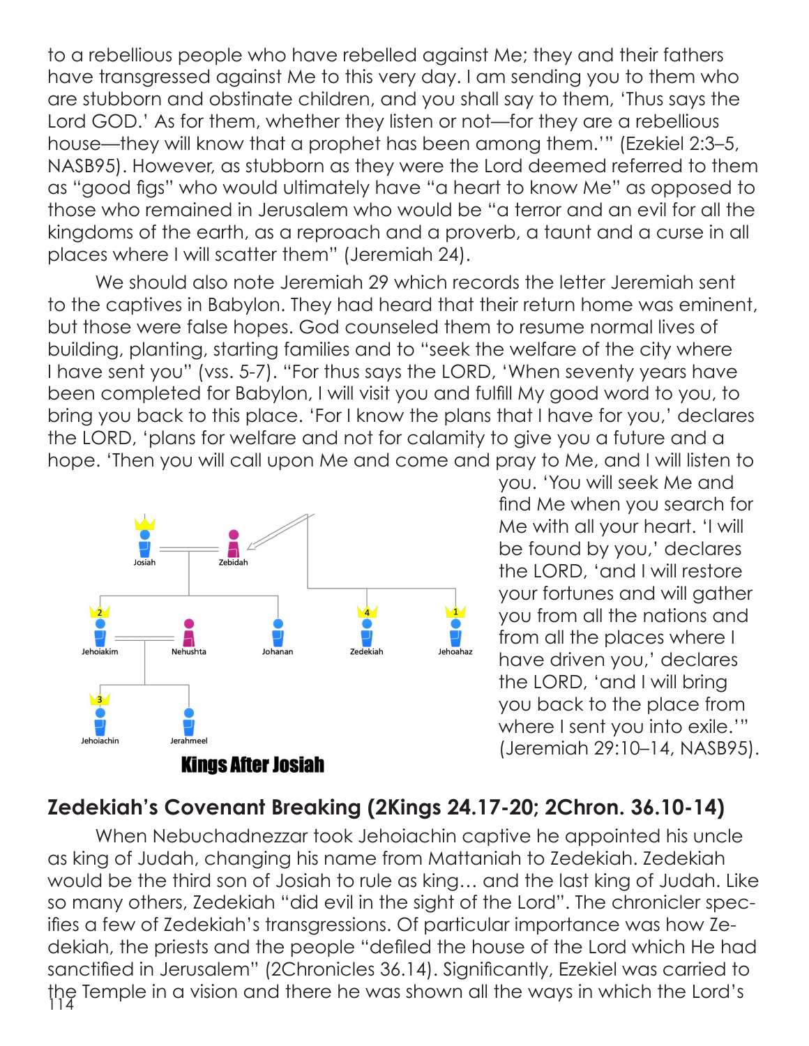to a rebellious people who have rebelled against Me; they and their fathers have transgressed against Me to this very day. I am sending you to them who are stubborn and obstinate children, and you shall say to them, 'Thus says the Lord GOD.' As for them, whether they listen or not—for they are a rebellious house—they will know that a prophet has been among them.'" (Ezekiel 2:3–5, NASB95). However, as stubborn as they were the Lord deemed referred to them as "good figs" who would ultimately have "a heart to know Me" as opposed to those who remained in Jerusalem who would be "a terror and an evil for all the kingdoms of the earth, as a reproach and a proverb, a taunt and a curse in all places where I will scatter them" (Jeremiah 24).

We should also note Jeremiah 29 which records the letter Jeremiah sent to the captives in Babylon. They had heard that their return home was eminent, but those were false hopes. God counseled them to resume normal lives of building, planting, starting families and to "seek the welfare of the city where I have sent you" (vss. 5-7). "For thus says the LORD, 'When seventy years have been completed for Babylon, I will visit you and fulfill My good word to you, to bring you back to this place. 'For I know the plans that I have for you,' declares the LORD, 'plans for welfare and not for calamity to give you a future and a hope. 'Then you will call upon Me and come and pray to Me, and I will listen to you. 'You will seek Me and find Me when you search for Me with all your heart. 'I will be found by you,' declares the LORD, 'and I will restore your fortunes and will gather you from all the nations and from all the places where I have driven you,' declares the LORD, 'and I will bring you back to the place from where I sent you into exile.'" (Jeremiah 29:10–14, NASB95).

Josiah
Zebidah
2
Jehoiakim
Nehushta
Johanan
4
Zedekiah
1
Jehoahaz
3
Jehoiachin
Jerahmeel

**Kings After Josiah**

## Zedekiah's Covenant Breaking (2Kings 24.17-20; 2Chron. 36.10-14)

When Nebuchadnezzar took Jehoiachin captive he appointed his uncle as king of Judah, changing his name from Mattaniah to Zedekiah. Zedekiah would be the third son of Josiah to rule as king… and the last king of Judah. Like so many others, Zedekiah "did evil in the sight of the Lord". The chronicler specifies a few of Zedekiah's transgressions. Of particular importance was how Zedekiah, the priests and the people "defiled the house of the Lord which He had sanctified in Jerusalem" (2Chronicles 36.14). Significantly, Ezekiel was carried to the Temple in a vision and there he was shown all the ways in which the Lord's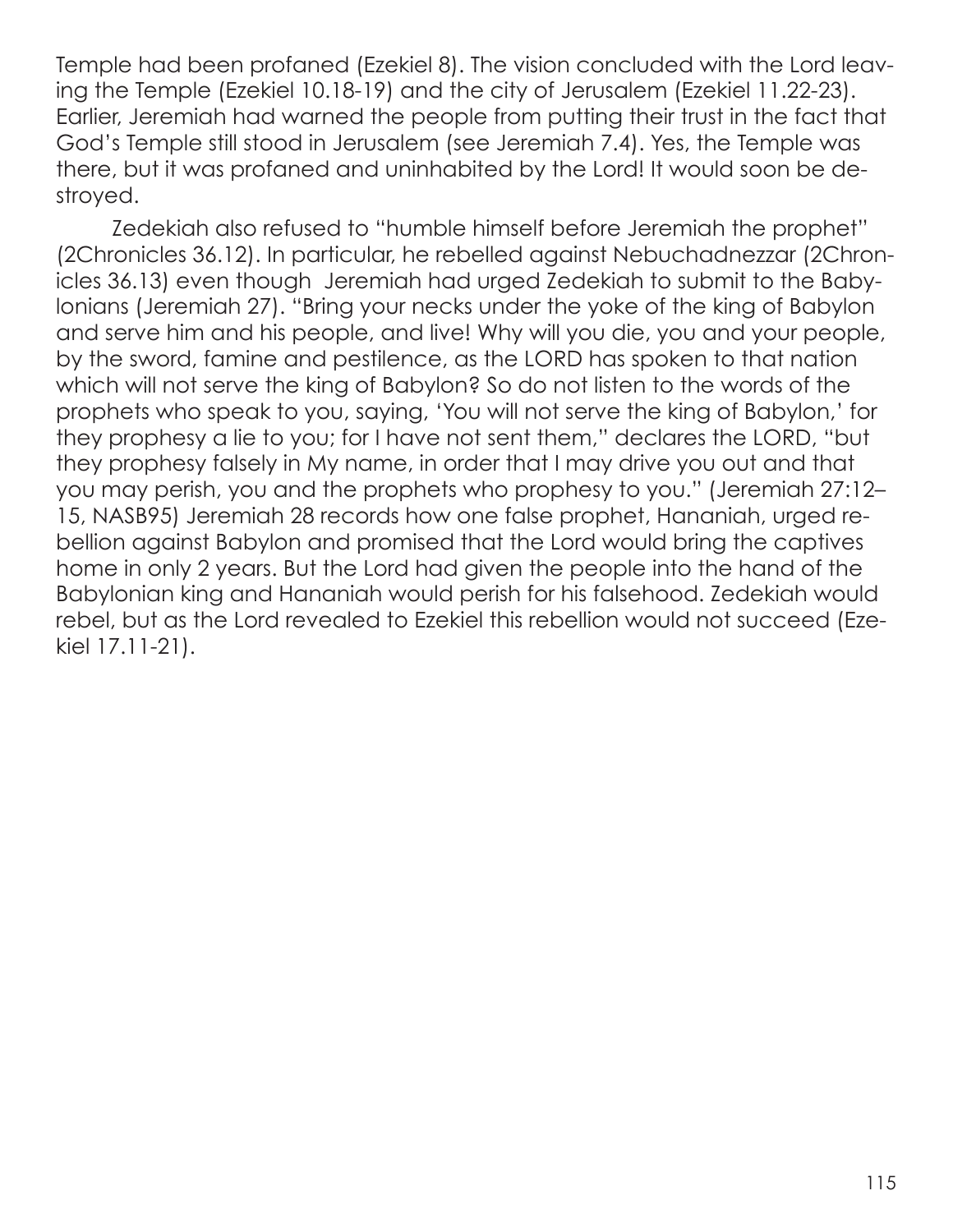Temple had been profaned (Ezekiel 8). The vision concluded with the Lord leaving the Temple (Ezekiel 10.18-19) and the city of Jerusalem (Ezekiel 11.22-23). Earlier, Jeremiah had warned the people from putting their trust in the fact that God's Temple still stood in Jerusalem (see Jeremiah 7.4). Yes, the Temple was there, but it was profaned and uninhabited by the Lord! It would soon be destroyed.

Zedekiah also refused to "humble himself before Jeremiah the prophet" (2Chronicles 36.12). In particular, he rebelled against Nebuchadnezzar (2Chronicles 36.13) even though Jeremiah had urged Zedekiah to submit to the Babylonians (Jeremiah 27). "Bring your necks under the yoke of the king of Babylon and serve him and his people, and live! Why will you die, you and your people, by the sword, famine and pestilence, as the LORD has spoken to that nation which will not serve the king of Babylon? So do not listen to the words of the prophets who speak to you, saying, 'You will not serve the king of Babylon,' for they prophesy a lie to you; for I have not sent them," declares the LORD, "but they prophesy falsely in My name, in order that I may drive you out and that you may perish, you and the prophets who prophesy to you." (Jeremiah 27:12–15, NASB95) Jeremiah 28 records how one false prophet, Hananiah, urged rebellion against Babylon and promised that the Lord would bring the captives home in only 2 years. But the Lord had given the people into the hand of the Babylonian king and Hananiah would perish for his falsehood. Zedekiah would rebel, but as the Lord revealed to Ezekiel this rebellion would not succeed (Ezekiel 17.11-21).